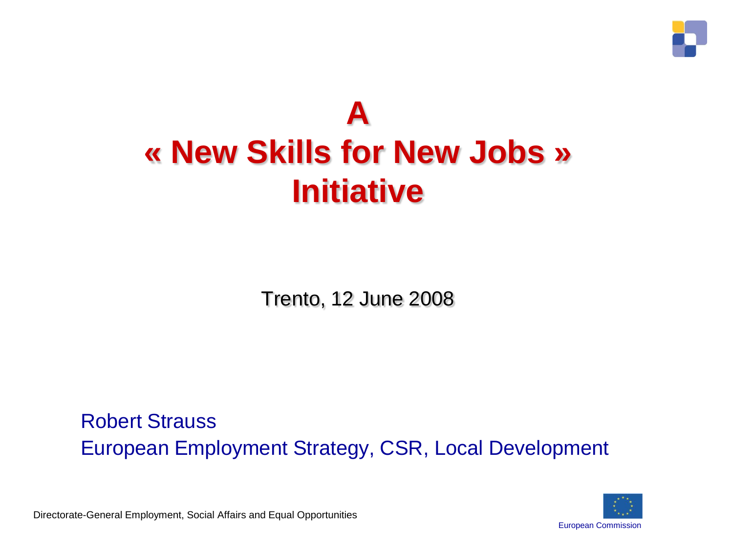# A « New Skills for New Jobs » Initiative

Trento, 12 June 2008

Robert Strauss

European Employment Strategy, CSR, Local Development

Directorate-General Employment, Social Affairs and Equal Opportunities

European Commission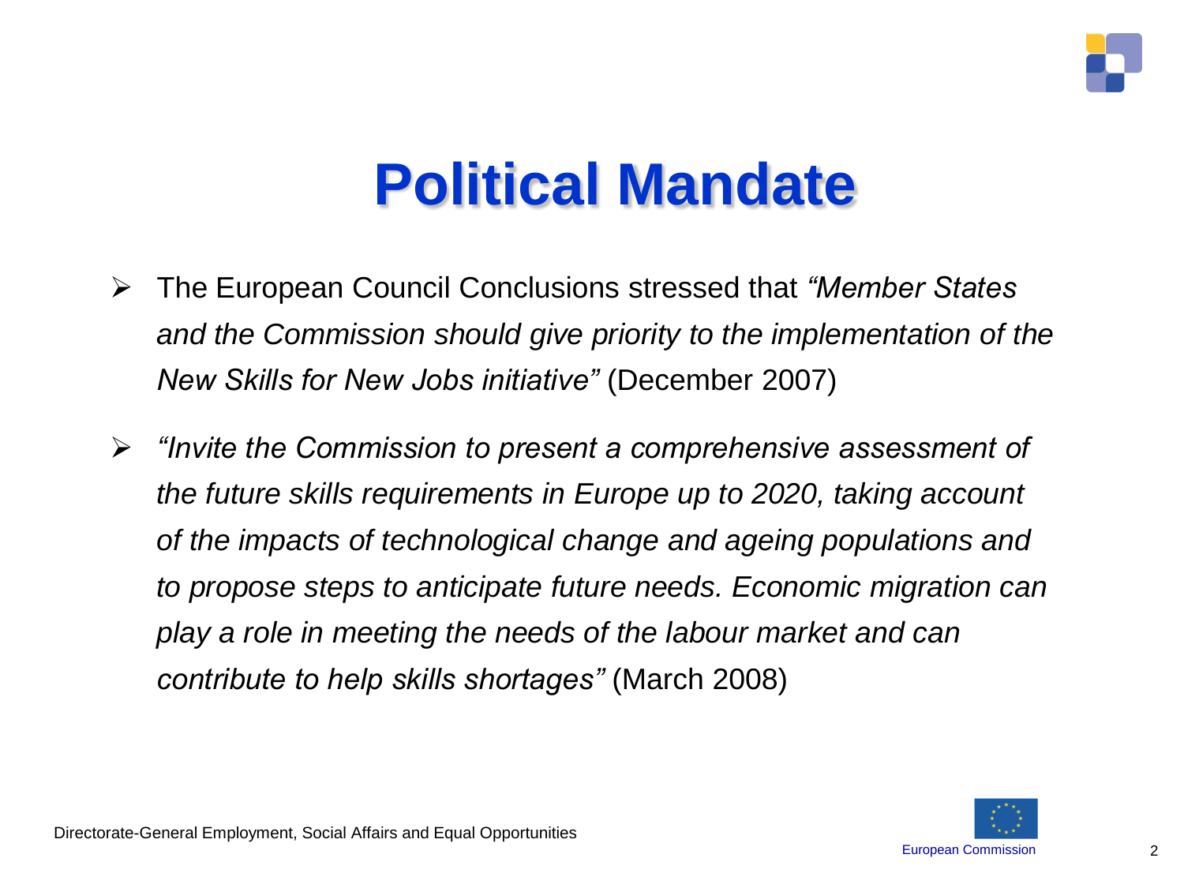# Political Mandate

- The European Council Conclusions stressed that *"Member States and the Commission should give priority to the implementation of the New Skills for New Jobs initiative"* (December 2007)
- *"Invite the Commission to present a comprehensive assessment of the future skills requirements in Europe up to 2020, taking account of the impacts of technological change and ageing populations and to propose steps to anticipate future needs. Economic migration can play a role in meeting the needs of the labour market and can contribute to help skills shortages"* (March 2008)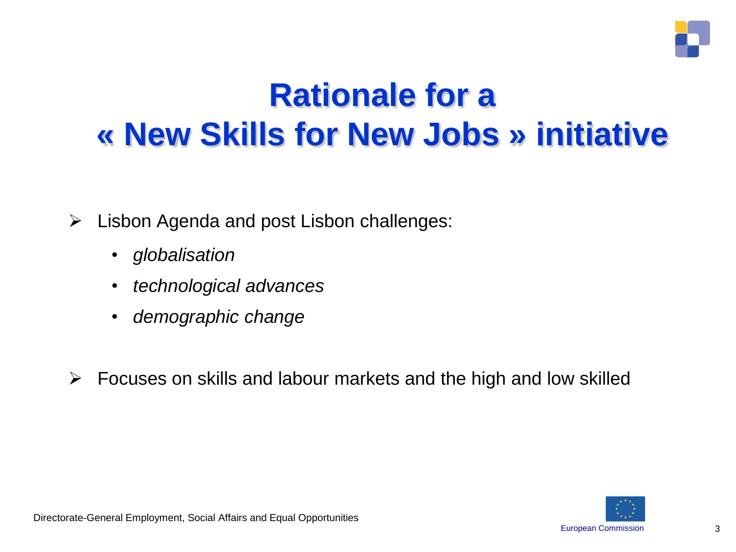# Rationale for a « New Skills for New Jobs » initiative

- Lisbon Agenda and post Lisbon challenges:
  - *globalisation*
  - *technological advances*
  - *demographic change*

- Focuses on skills and labour markets and the high and low skilled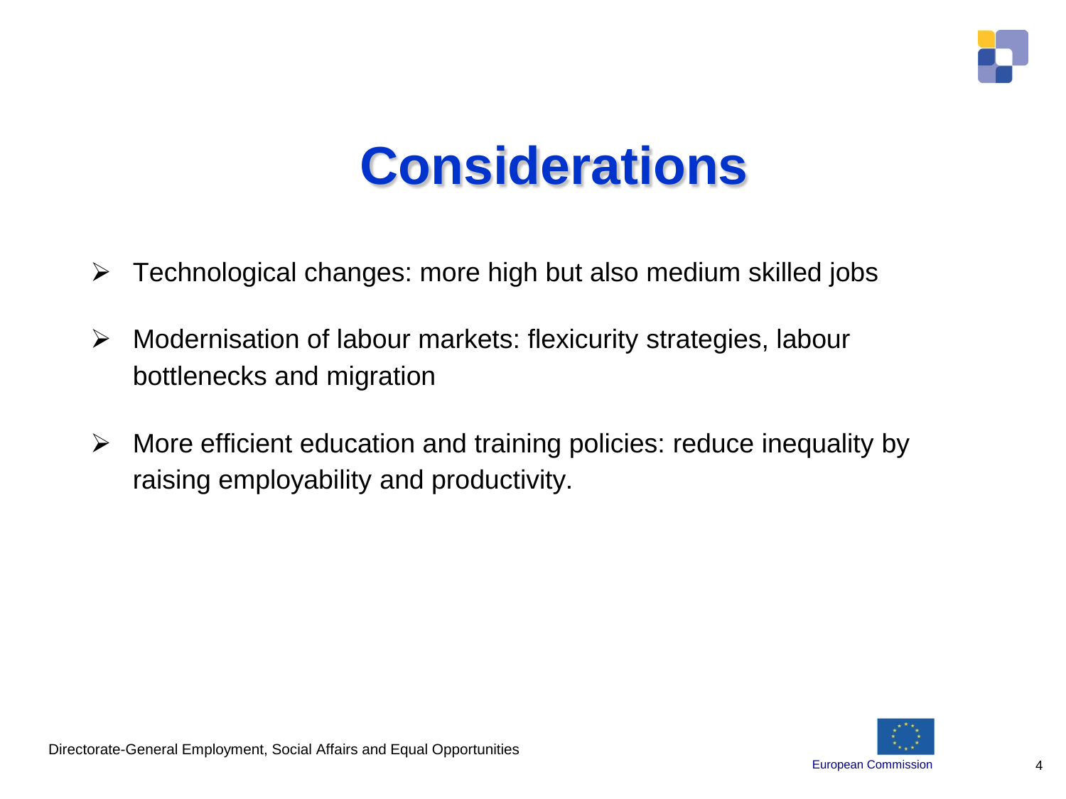# Considerations

- Technological changes: more high but also medium skilled jobs
- Modernisation of labour markets: flexicurity strategies, labour bottlenecks and migration
- More efficient education and training policies: reduce inequality by raising employability and productivity.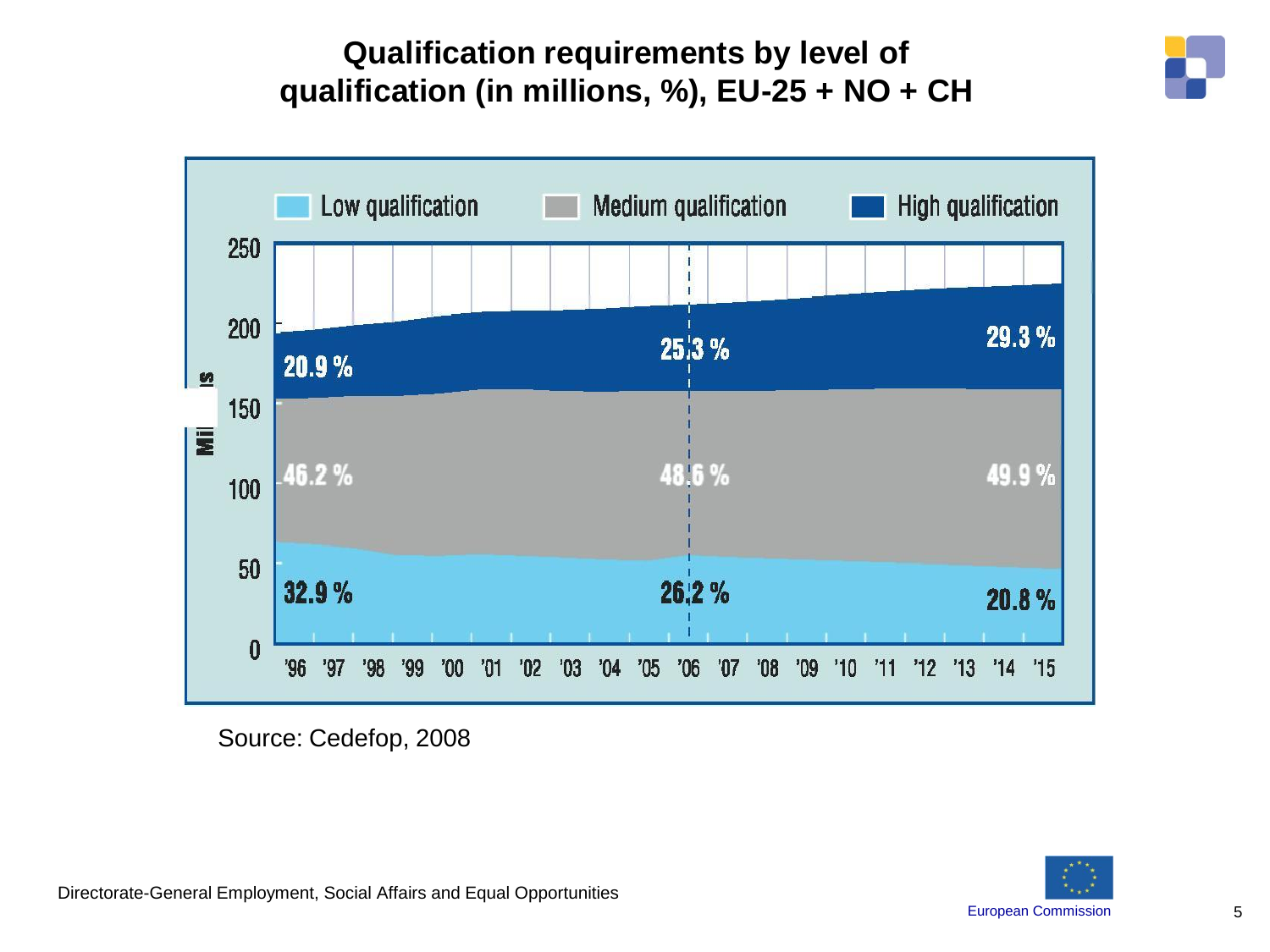# Qualification requirements by level of qualification (in millions, %), EU-25 + NO + CH

Low qualification | Medium qualification | High qualification

| | '96 | '06 | '15 |
|---|---|---|---|
| High qualification | 20.9 % | 25.3 % | 29.3 % |
| Medium qualification | 46.2 % | 48.6 % | 49.9 % |
| Low qualification | 32.9 % | 26.2 % | 20.8 % |

Source: Cedefop, 2008

Directorate-General Employment, Social Affairs and Equal Opportunities

European Commission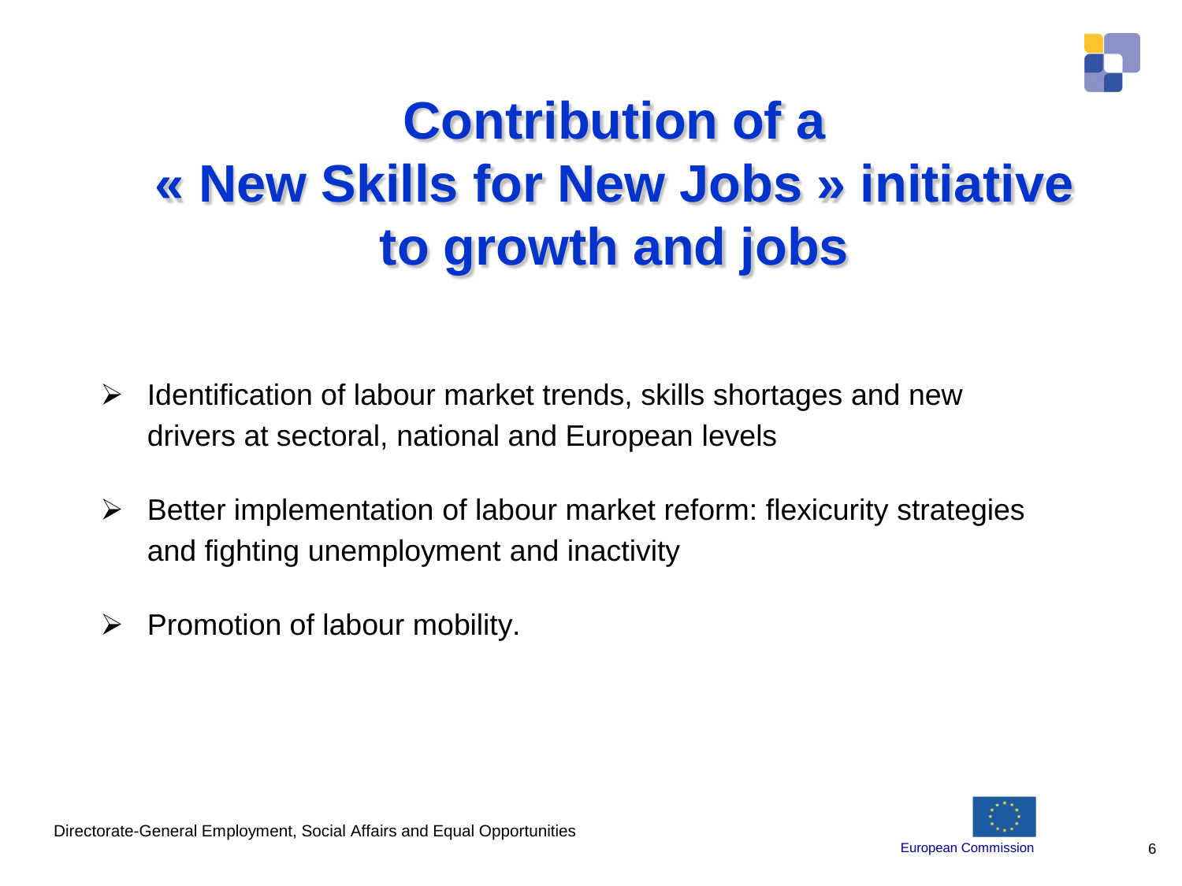# Contribution of a « New Skills for New Jobs » initiative to growth and jobs

- Identification of labour market trends, skills shortages and new drivers at sectoral, national and European levels
- Better implementation of labour market reform: flexicurity strategies and fighting unemployment and inactivity
- Promotion of labour mobility.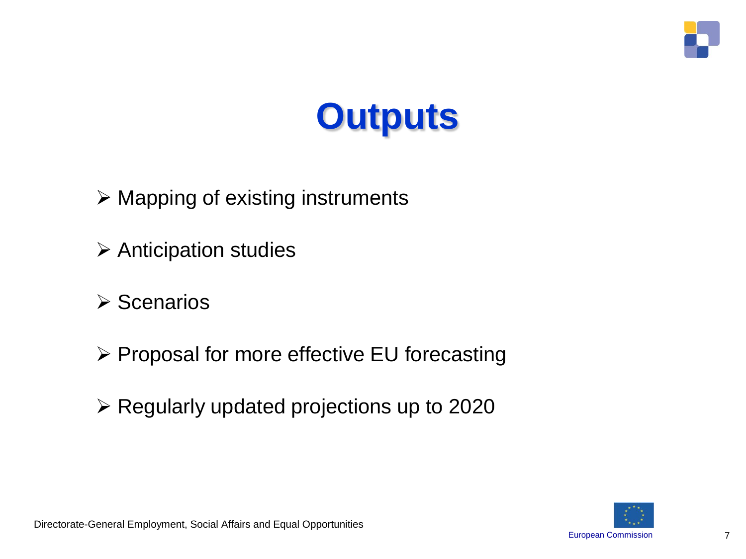# Outputs

- Mapping of existing instruments
- Anticipation studies
- Scenarios
- Proposal for more effective EU forecasting
- Regularly updated projections up to 2020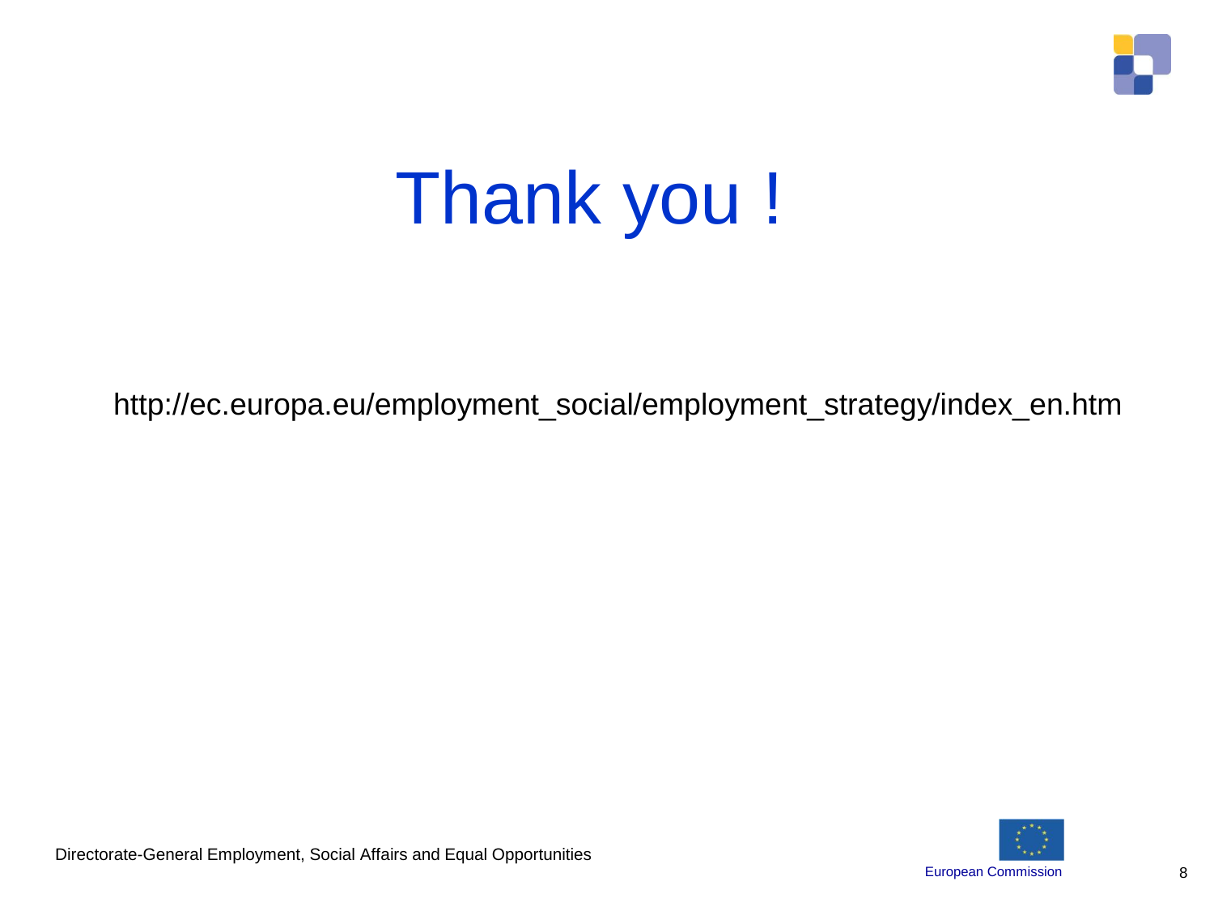# Thank you !

http://ec.europa.eu/employment_social/employment_strategy/index_en.htm